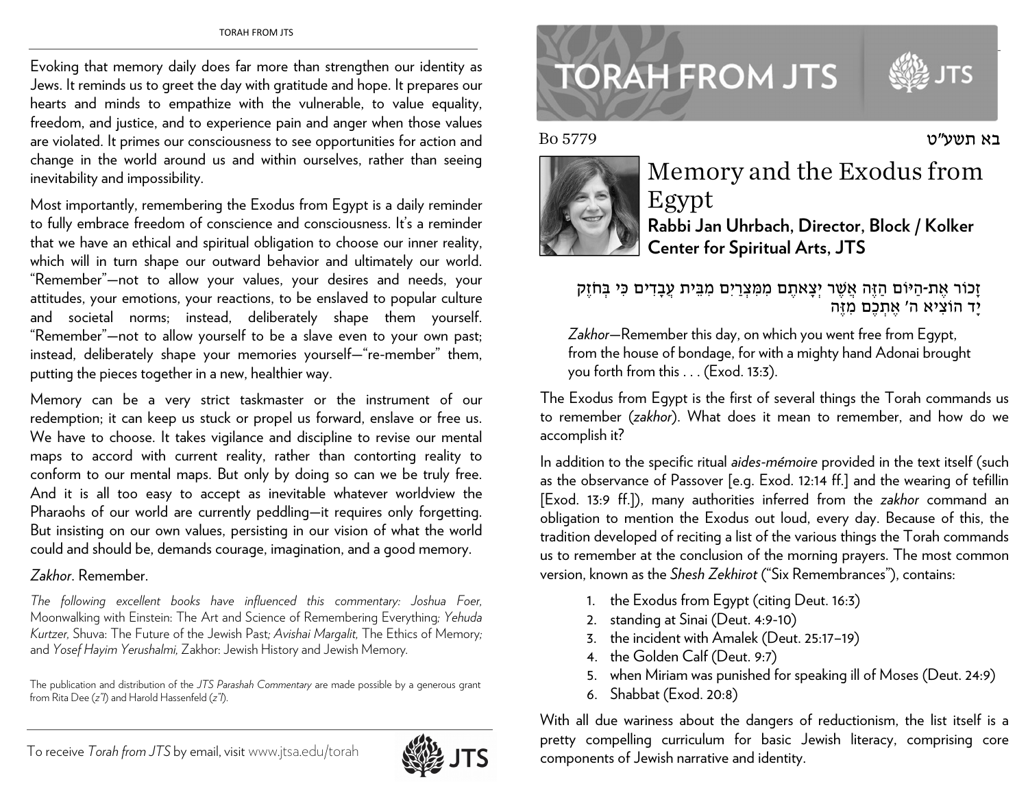# TORAH FROM JTS

Bo 5779 בא תשע"ט

# Memory and the Exodus from Egypt

**Rabbi Jan Uhrbach, Director, Block / Kolker Center for Spiritual Arts, JTS**

זָכוֹר אֶת-הַיּוֹם הַזֶּה אֲשֶׁר יְצָאתֶם מִמִּצְרַיִם מִבֵּית עֲבָדִים כִּי בְּחֹזֶק יָד הוֹצִיא ה' אֶתְכֶם מִזֶּה

*Zakhor*—Remember this day, on which you went free from Egypt, from the house of bondage, for with a mighty hand Adonai brought you forth from this . . . (Exod. 13:3).

The Exodus from Egypt is the first of several things the Torah commands us to remember (*zakhor*). What does it mean to remember, and how do we accomplish it?

In addition to the specific ritual *aides-mémoire* provided in the text itself (such as the observance of Passover [e.g. Exod. 12:14 ff.] and the wearing of tefillin [Exod. 13:9 ff.]), many authorities inferred from the *zakhor* command an obligation to mention the Exodus out loud, every day. Because of this, the tradition developed of reciting a list of the various things the Torah commands us to remember at the conclusion of the morning prayers. The most common version, known as the *Shesh Zekhirot* ("Six Remembrances"), contains:

1. the Exodus from Egypt (citing Deut. 16:3)
2. standing at Sinai (Deut. 4:9-10)
3. the incident with Amalek (Deut. 25:17–19)
4. the Golden Calf (Deut. 9:7)
5. when Miriam was punished for speaking ill of Moses (Deut. 24:9)
6. Shabbat (Exod. 20:8)

With all due wariness about the dangers of reductionism, the list itself is a pretty compelling curriculum for basic Jewish literacy, comprising core components of Jewish narrative and identity.

Evoking that memory daily does far more than strengthen our identity as Jews. It reminds us to greet the day with gratitude and hope. It prepares our hearts and minds to empathize with the vulnerable, to value equality, freedom, and justice, and to experience pain and anger when those values are violated. It primes our consciousness to see opportunities for action and change in the world around us and within ourselves, rather than seeing inevitability and impossibility.

Most importantly, remembering the Exodus from Egypt is a daily reminder to fully embrace freedom of conscience and consciousness. It's a reminder that we have an ethical and spiritual obligation to choose our inner reality, which will in turn shape our outward behavior and ultimately our world. "Remember"—not to allow your values, your desires and needs, your attitudes, your emotions, your reactions, to be enslaved to popular culture and societal norms; instead, deliberately shape them yourself. "Remember"—not to allow yourself to be a slave even to your own past; instead, deliberately shape your memories yourself—"re-member" them, putting the pieces together in a new, healthier way.

Memory can be a very strict taskmaster or the instrument of our redemption; it can keep us stuck or propel us forward, enslave or free us. We have to choose. It takes vigilance and discipline to revise our mental maps to accord with current reality, rather than contorting reality to conform to our mental maps. But only by doing so can we be truly free. And it is all too easy to accept as inevitable whatever worldview the Pharaohs of our world are currently peddling—it requires only forgetting. But insisting on our own values, persisting in our vision of what the world could and should be, demands courage, imagination, and a good memory.

*Zakhor*. Remember.

*The following excellent books have influenced this commentary: Joshua Foer,* Moonwalking with Einstein: The Art and Science of Remembering Everything*; Yehuda Kurtzer,* Shuva: The Future of the Jewish Past*; Avishai Margalit,* The Ethics of Memory*; and Yosef Hayim Yerushalmi,* Zakhor: Jewish History and Jewish Memory.

The publication and distribution of the *JTS Parashah Commentary* are made possible by a generous grant from Rita Dee (*z"l*) and Harold Hassenfeld (*z"l*).

To receive *Torah from JTS* by email, visit www.jtsa.edu/torah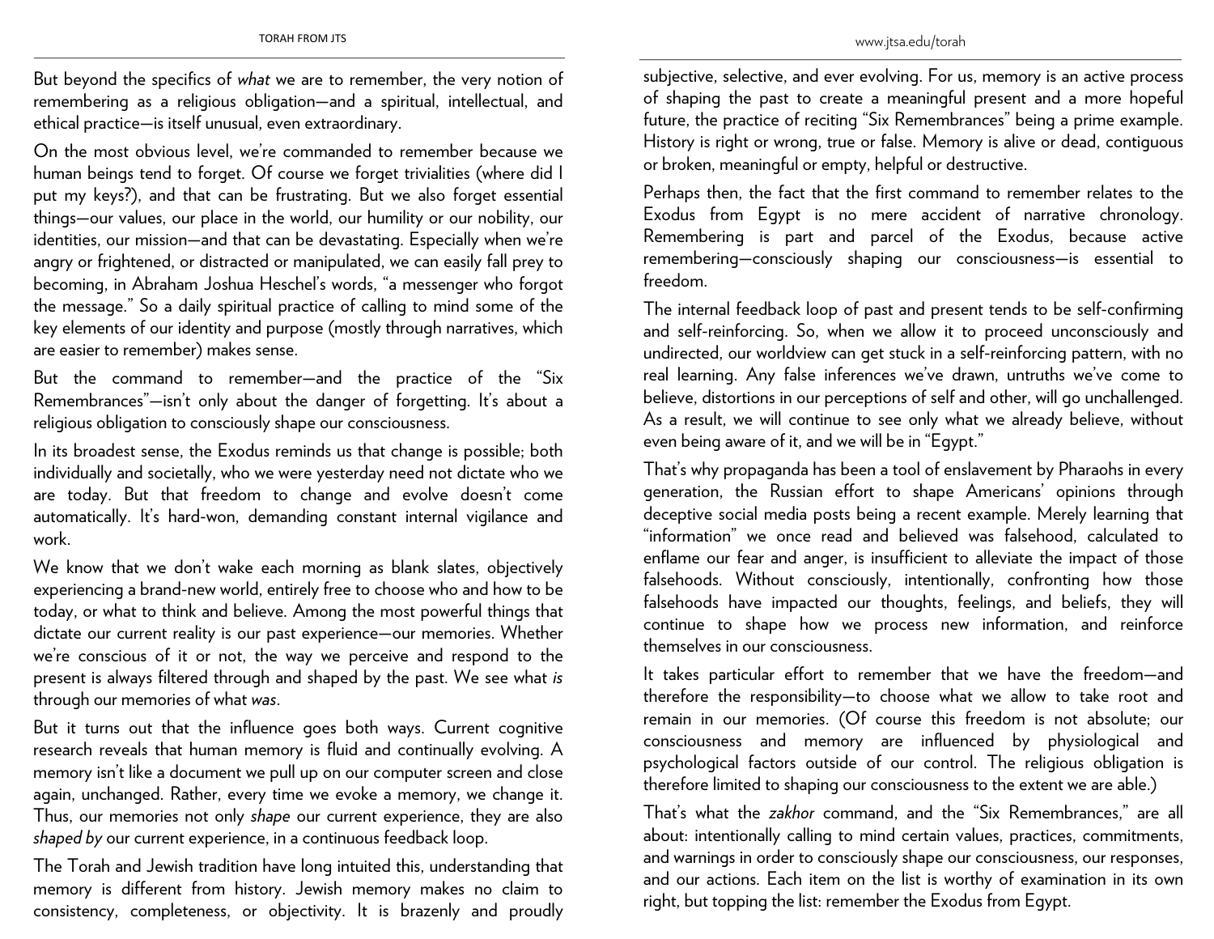But beyond the specifics of *what* we are to remember, the very notion of remembering as a religious obligation—and a spiritual, intellectual, and ethical practice—is itself unusual, even extraordinary.

On the most obvious level, we're commanded to remember because we human beings tend to forget. Of course we forget trivialities (where did I put my keys?), and that can be frustrating. But we also forget essential things—our values, our place in the world, our humility or our nobility, our identities, our mission—and that can be devastating. Especially when we're angry or frightened, or distracted or manipulated, we can easily fall prey to becoming, in Abraham Joshua Heschel's words, "a messenger who forgot the message." So a daily spiritual practice of calling to mind some of the key elements of our identity and purpose (mostly through narratives, which are easier to remember) makes sense.

But the command to remember—and the practice of the "Six Remembrances"—isn't only about the danger of forgetting. It's about a religious obligation to consciously shape our consciousness.

In its broadest sense, the Exodus reminds us that change is possible; both individually and societally, who we were yesterday need not dictate who we are today. But that freedom to change and evolve doesn't come automatically. It's hard-won, demanding constant internal vigilance and work.

We know that we don't wake each morning as blank slates, objectively experiencing a brand-new world, entirely free to choose who and how to be today, or what to think and believe. Among the most powerful things that dictate our current reality is our past experience—our memories. Whether we're conscious of it or not, the way we perceive and respond to the present is always filtered through and shaped by the past. We see what *is* through our memories of what *was*.

But it turns out that the influence goes both ways. Current cognitive research reveals that human memory is fluid and continually evolving. A memory isn't like a document we pull up on our computer screen and close again, unchanged. Rather, every time we evoke a memory, we change it. Thus, our memories not only *shape* our current experience, they are also *shaped by* our current experience, in a continuous feedback loop.

The Torah and Jewish tradition have long intuited this, understanding that memory is different from history. Jewish memory makes no claim to consistency, completeness, or objectivity. It is brazenly and proudly subjective, selective, and ever evolving. For us, memory is an active process of shaping the past to create a meaningful present and a more hopeful future, the practice of reciting "Six Remembrances" being a prime example. History is right or wrong, true or false. Memory is alive or dead, contiguous or broken, meaningful or empty, helpful or destructive.

Perhaps then, the fact that the first command to remember relates to the Exodus from Egypt is no mere accident of narrative chronology. Remembering is part and parcel of the Exodus, because active remembering—consciously shaping our consciousness—is essential to freedom.

The internal feedback loop of past and present tends to be self-confirming and self-reinforcing. So, when we allow it to proceed unconsciously and undirected, our worldview can get stuck in a self-reinforcing pattern, with no real learning. Any false inferences we've drawn, untruths we've come to believe, distortions in our perceptions of self and other, will go unchallenged. As a result, we will continue to see only what we already believe, without even being aware of it, and we will be in "Egypt."

That's why propaganda has been a tool of enslavement by Pharaohs in every generation, the Russian effort to shape Americans' opinions through deceptive social media posts being a recent example. Merely learning that "information" we once read and believed was falsehood, calculated to enflame our fear and anger, is insufficient to alleviate the impact of those falsehoods. Without consciously, intentionally, confronting how those falsehoods have impacted our thoughts, feelings, and beliefs, they will continue to shape how we process new information, and reinforce themselves in our consciousness.

It takes particular effort to remember that we have the freedom—and therefore the responsibility—to choose what we allow to take root and remain in our memories. (Of course this freedom is not absolute; our consciousness and memory are influenced by physiological and psychological factors outside of our control. The religious obligation is therefore limited to shaping our consciousness to the extent we are able.)

That's what the *zakhor* command, and the "Six Remembrances," are all about: intentionally calling to mind certain values, practices, commitments, and warnings in order to consciously shape our consciousness, our responses, and our actions. Each item on the list is worthy of examination in its own right, but topping the list: remember the Exodus from Egypt.